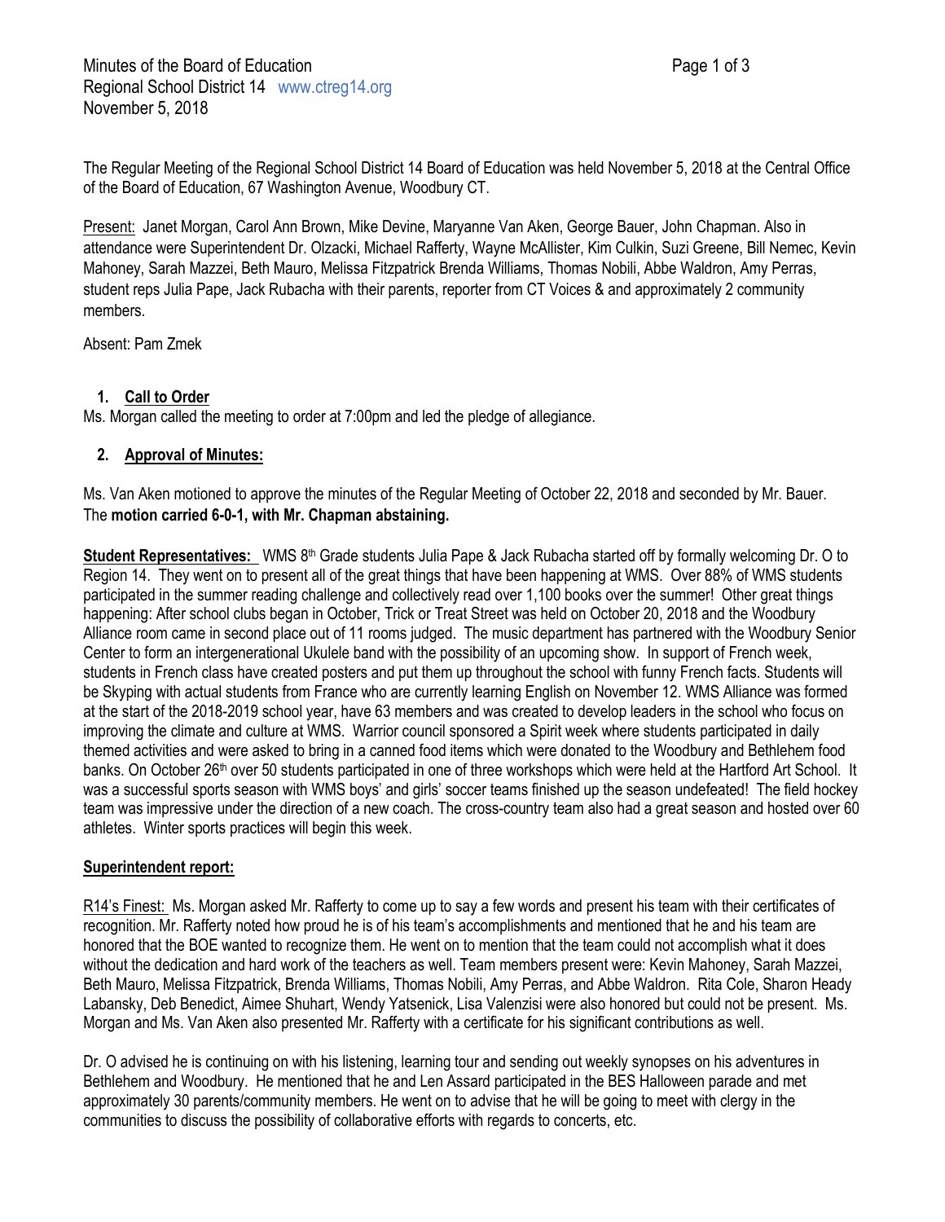Minutes of the Board of Education
Regional School District 14 www.ctreg14.org
November 5, 2018

The Regular Meeting of the Regional School District 14 Board of Education was held November 5, 2018 at the Central Office of the Board of Education, 67 Washington Avenue, Woodbury CT.

Present: Janet Morgan, Carol Ann Brown, Mike Devine, Maryanne Van Aken, George Bauer, John Chapman. Also in attendance were Superintendent Dr. Olzacki, Michael Rafferty, Wayne McAllister, Kim Culkin, Suzi Greene, Bill Nemec, Kevin Mahoney, Sarah Mazzei, Beth Mauro, Melissa Fitzpatrick Brenda Williams, Thomas Nobili, Abbe Waldron, Amy Perras, student reps Julia Pape, Jack Rubacha with their parents, reporter from CT Voices & and approximately 2 community members.

Absent: Pam Zmek

1. **Call to Order**

Ms. Morgan called the meeting to order at 7:00pm and led the pledge of allegiance.

2. **Approval of Minutes:**

Ms. Van Aken motioned to approve the minutes of the Regular Meeting of October 22, 2018 and seconded by Mr. Bauer. The **motion carried 6-0-1, with Mr. Chapman abstaining.**

**Student Representatives:** WMS 8th Grade students Julia Pape & Jack Rubacha started off by formally welcoming Dr. O to Region 14. They went on to present all of the great things that have been happening at WMS. Over 88% of WMS students participated in the summer reading challenge and collectively read over 1,100 books over the summer! Other great things happening: After school clubs began in October, Trick or Treat Street was held on October 20, 2018 and the Woodbury Alliance room came in second place out of 11 rooms judged. The music department has partnered with the Woodbury Senior Center to form an intergenerational Ukulele band with the possibility of an upcoming show. In support of French week, students in French class have created posters and put them up throughout the school with funny French facts. Students will be Skyping with actual students from France who are currently learning English on November 12. WMS Alliance was formed at the start of the 2018-2019 school year, have 63 members and was created to develop leaders in the school who focus on improving the climate and culture at WMS. Warrior council sponsored a Spirit week where students participated in daily themed activities and were asked to bring in a canned food items which were donated to the Woodbury and Bethlehem food banks. On October 26th over 50 students participated in one of three workshops which were held at the Hartford Art School. It was a successful sports season with WMS boys' and girls' soccer teams finished up the season undefeated! The field hockey team was impressive under the direction of a new coach. The cross-country team also had a great season and hosted over 60 athletes. Winter sports practices will begin this week.

**Superintendent report:**

R14's Finest: Ms. Morgan asked Mr. Rafferty to come up to say a few words and present his team with their certificates of recognition. Mr. Rafferty noted how proud he is of his team's accomplishments and mentioned that he and his team are honored that the BOE wanted to recognize them. He went on to mention that the team could not accomplish what it does without the dedication and hard work of the teachers as well. Team members present were: Kevin Mahoney, Sarah Mazzei, Beth Mauro, Melissa Fitzpatrick, Brenda Williams, Thomas Nobili, Amy Perras, and Abbe Waldron. Rita Cole, Sharon Heady Labansky, Deb Benedict, Aimee Shuhart, Wendy Yatsenick, Lisa Valenzisi were also honored but could not be present. Ms. Morgan and Ms. Van Aken also presented Mr. Rafferty with a certificate for his significant contributions as well.

Dr. O advised he is continuing on with his listening, learning tour and sending out weekly synopses on his adventures in Bethlehem and Woodbury. He mentioned that he and Len Assard participated in the BES Halloween parade and met approximately 30 parents/community members. He went on to advise that he will be going to meet with clergy in the communities to discuss the possibility of collaborative efforts with regards to concerts, etc.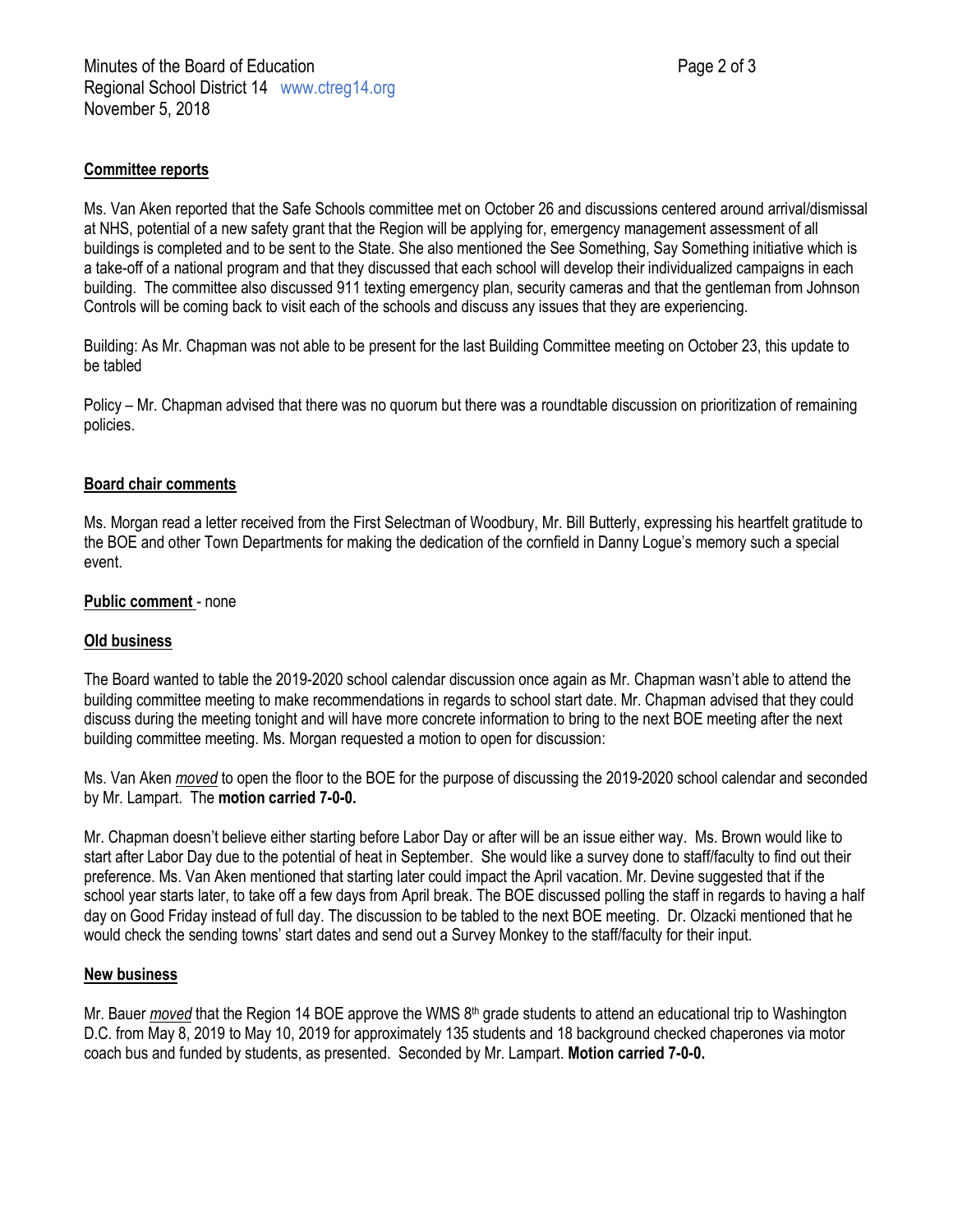**Committee reports**

Ms. Van Aken reported that the Safe Schools committee met on October 26 and discussions centered around arrival/dismissal at NHS, potential of a new safety grant that the Region will be applying for, emergency management assessment of all buildings is completed and to be sent to the State. She also mentioned the See Something, Say Something initiative which is a take-off of a national program and that they discussed that each school will develop their individualized campaigns in each building. The committee also discussed 911 texting emergency plan, security cameras and that the gentleman from Johnson Controls will be coming back to visit each of the schools and discuss any issues that they are experiencing.

Building: As Mr. Chapman was not able to be present for the last Building Committee meeting on October 23, this update to be tabled

Policy – Mr. Chapman advised that there was no quorum but there was a roundtable discussion on prioritization of remaining policies.

**Board chair comments**

Ms. Morgan read a letter received from the First Selectman of Woodbury, Mr. Bill Butterly, expressing his heartfelt gratitude to the BOE and other Town Departments for making the dedication of the cornfield in Danny Logue's memory such a special event.

**Public comment** - none

**Old business**

The Board wanted to table the 2019-2020 school calendar discussion once again as Mr. Chapman wasn't able to attend the building committee meeting to make recommendations in regards to school start date. Mr. Chapman advised that they could discuss during the meeting tonight and will have more concrete information to bring to the next BOE meeting after the next building committee meeting. Ms. Morgan requested a motion to open for discussion:

Ms. Van Aken ***moved*** to open the floor to the BOE for the purpose of discussing the 2019-2020 school calendar and seconded by Mr. Lampart. The **motion carried 7-0-0.**

Mr. Chapman doesn't believe either starting before Labor Day or after will be an issue either way. Ms. Brown would like to start after Labor Day due to the potential of heat in September. She would like a survey done to staff/faculty to find out their preference. Ms. Van Aken mentioned that starting later could impact the April vacation. Mr. Devine suggested that if the school year starts later, to take off a few days from April break. The BOE discussed polling the staff in regards to having a half day on Good Friday instead of full day. The discussion to be tabled to the next BOE meeting. Dr. Olzacki mentioned that he would check the sending towns' start dates and send out a Survey Monkey to the staff/faculty for their input.

**New business**

Mr. Bauer ***moved*** that the Region 14 BOE approve the WMS 8th grade students to attend an educational trip to Washington D.C. from May 8, 2019 to May 10, 2019 for approximately 135 students and 18 background checked chaperones via motor coach bus and funded by students, as presented. Seconded by Mr. Lampart. **Motion carried 7-0-0.**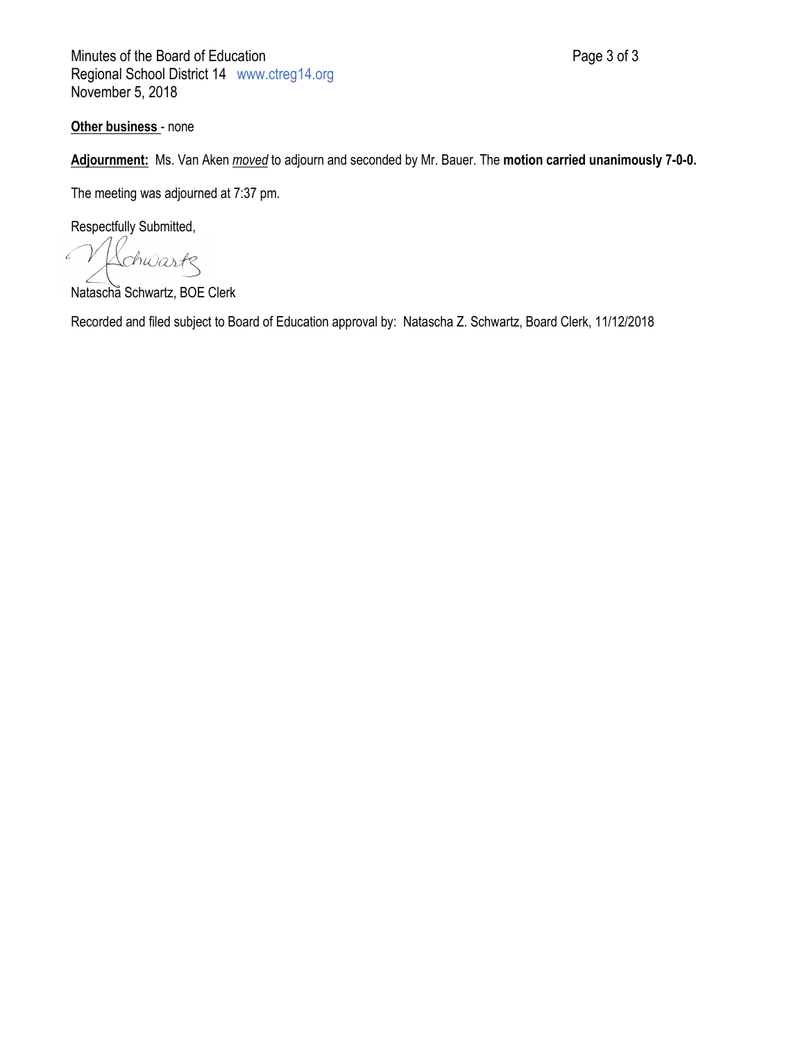**Other business** - none

**Adjournment:** Ms. Van Aken *moved* to adjourn and seconded by Mr. Bauer. The **motion carried unanimously 7-0-0.**

The meeting was adjourned at 7:37 pm.

Respectfully Submitted,

Natascha Schwartz, BOE Clerk

Recorded and filed subject to Board of Education approval by: Natascha Z. Schwartz, Board Clerk, 11/12/2018